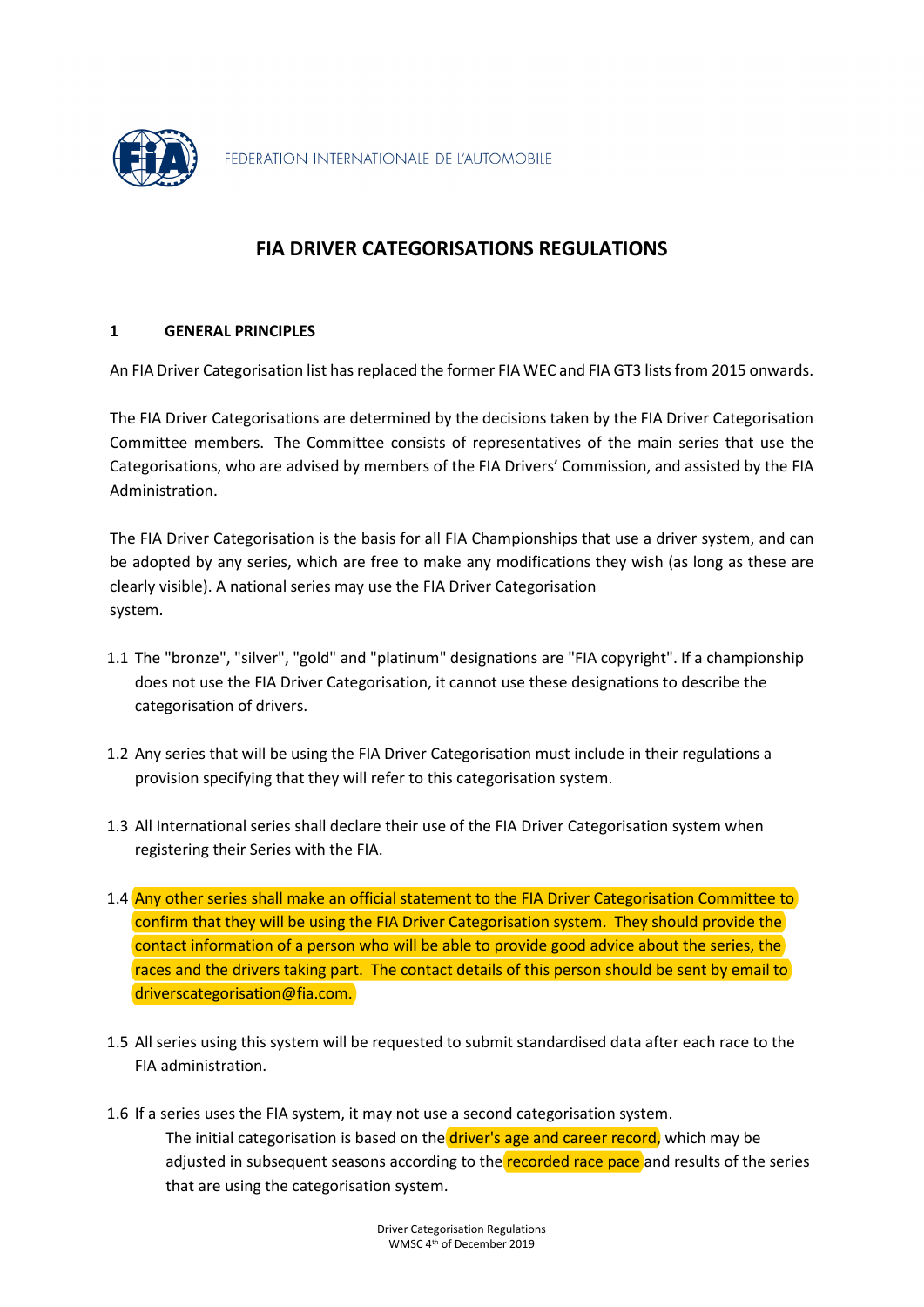FEDERATION INTERNATIONALE DE L'AUTOMOBILE

# FIA DRIVER CATEGORISATIONS REGULATIONS

## 1 GENERAL PRINCIPLES

An FIA Driver Categorisation list has replaced the former FIA WEC and FIA GT3 lists from 2015 onwards.

The FIA Driver Categorisations are determined by the decisions taken by the FIA Driver Categorisation Committee members. The Committee consists of representatives of the main series that use the Categorisations, who are advised by members of the FIA Drivers' Commission, and assisted by the FIA Administration.

The FIA Driver Categorisation is the basis for all FIA Championships that use a driver system, and can be adopted by any series, which are free to make any modifications they wish (as long as these are clearly visible). A national series may use the FIA Driver Categorisation system.

1.1 The "bronze", "silver", "gold" and "platinum" designations are "FIA copyright". If a championship does not use the FIA Driver Categorisation, it cannot use these designations to describe the categorisation of drivers.

1.2 Any series that will be using the FIA Driver Categorisation must include in their regulations a provision specifying that they will refer to this categorisation system.

1.3 All International series shall declare their use of the FIA Driver Categorisation system when registering their Series with the FIA.

1.4 Any other series shall make an official statement to the FIA Driver Categorisation Committee to confirm that they will be using the FIA Driver Categorisation system. They should provide the contact information of a person who will be able to provide good advice about the series, the races and the drivers taking part. The contact details of this person should be sent by email to driverscategorisation@fia.com.

1.5 All series using this system will be requested to submit standardised data after each race to the FIA administration.

1.6 If a series uses the FIA system, it may not use a second categorisation system.
The initial categorisation is based on the driver's age and career record, which may be adjusted in subsequent seasons according to the recorded race pace and results of the series that are using the categorisation system.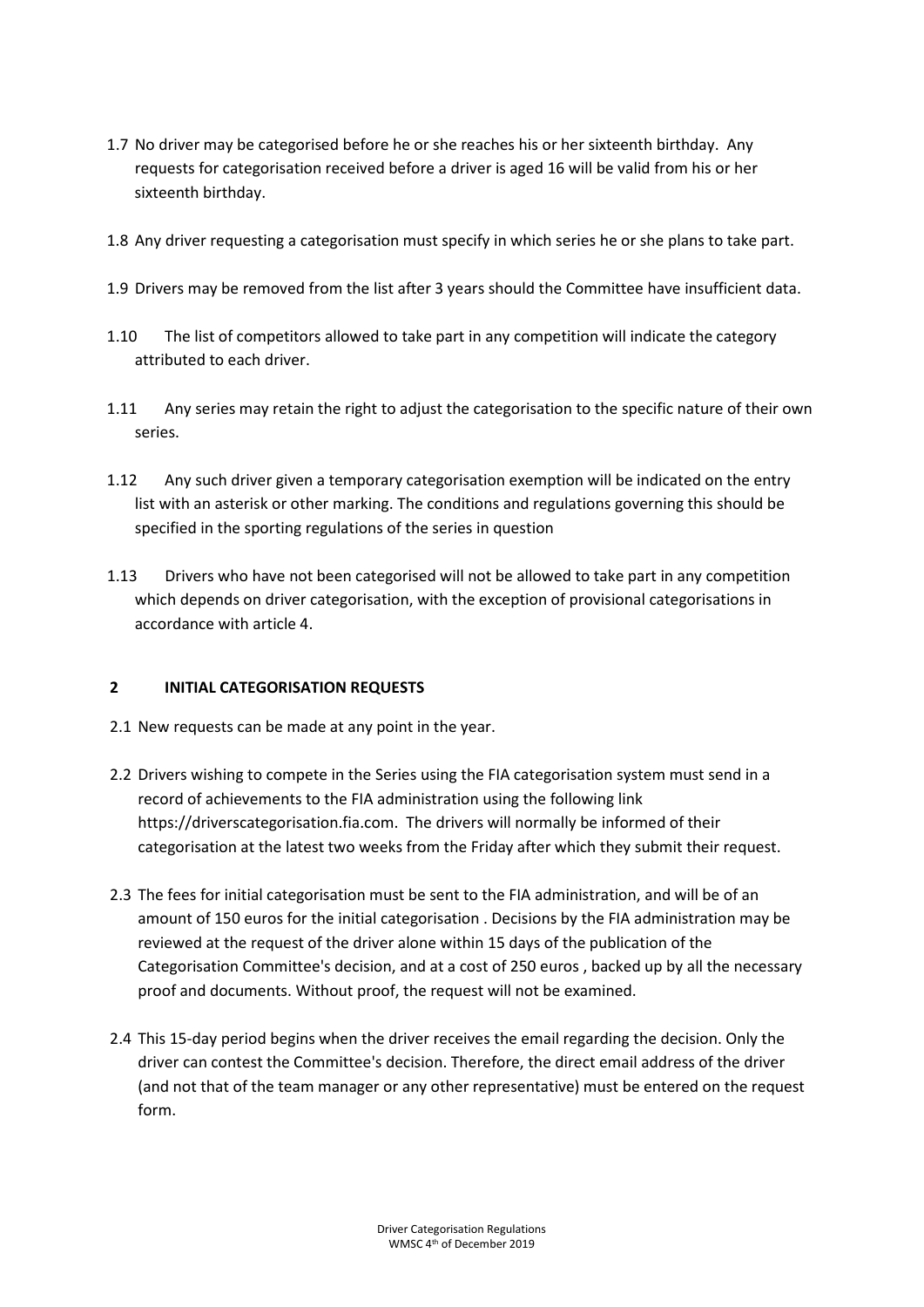1.7 No driver may be categorised before he or she reaches his or her sixteenth birthday. Any requests for categorisation received before a driver is aged 16 will be valid from his or her sixteenth birthday.

1.8 Any driver requesting a categorisation must specify in which series he or she plans to take part.

1.9 Drivers may be removed from the list after 3 years should the Committee have insufficient data.

1.10 The list of competitors allowed to take part in any competition will indicate the category attributed to each driver.

1.11 Any series may retain the right to adjust the categorisation to the specific nature of their own series.

1.12 Any such driver given a temporary categorisation exemption will be indicated on the entry list with an asterisk or other marking. The conditions and regulations governing this should be specified in the sporting regulations of the series in question

1.13 Drivers who have not been categorised will not be allowed to take part in any competition which depends on driver categorisation, with the exception of provisional categorisations in accordance with article 4.

## 2 INITIAL CATEGORISATION REQUESTS

2.1 New requests can be made at any point in the year.

2.2 Drivers wishing to compete in the Series using the FIA categorisation system must send in a record of achievements to the FIA administration using the following link https://driverscategorisation.fia.com. The drivers will normally be informed of their categorisation at the latest two weeks from the Friday after which they submit their request.

2.3 The fees for initial categorisation must be sent to the FIA administration, and will be of an amount of 150 euros for the initial categorisation . Decisions by the FIA administration may be reviewed at the request of the driver alone within 15 days of the publication of the Categorisation Committee's decision, and at a cost of 250 euros , backed up by all the necessary proof and documents. Without proof, the request will not be examined.

2.4 This 15-day period begins when the driver receives the email regarding the decision. Only the driver can contest the Committee's decision. Therefore, the direct email address of the driver (and not that of the team manager or any other representative) must be entered on the request form.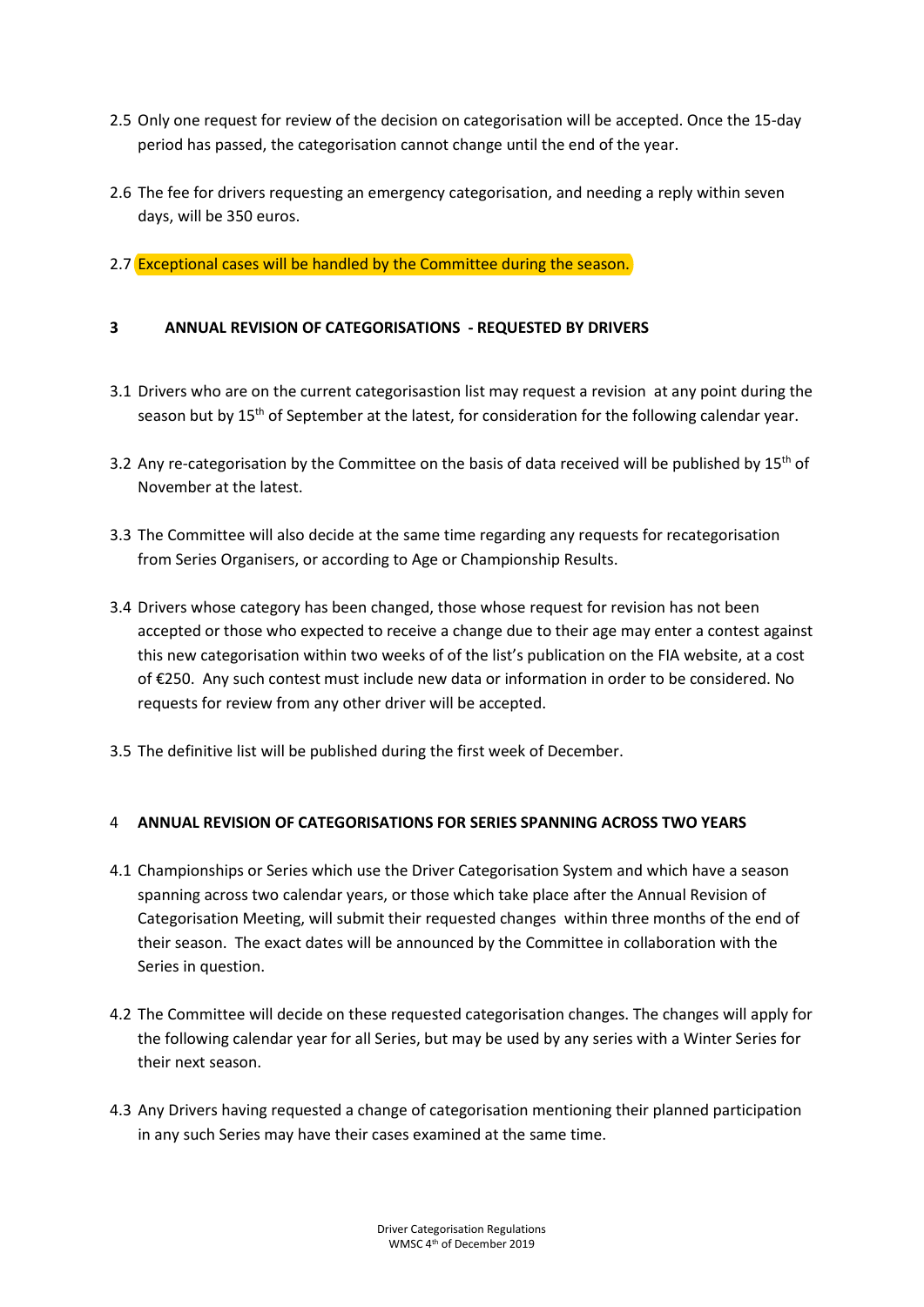2.5 Only one request for review of the decision on categorisation will be accepted. Once the 15-day period has passed, the categorisation cannot change until the end of the year.

2.6 The fee for drivers requesting an emergency categorisation, and needing a reply within seven days, will be 350 euros.

2.7 Exceptional cases will be handled by the Committee during the season.

## 3 ANNUAL REVISION OF CATEGORISATIONS - REQUESTED BY DRIVERS

3.1 Drivers who are on the current categorisastion list may request a revision at any point during the season but by 15th of September at the latest, for consideration for the following calendar year.

3.2 Any re-categorisation by the Committee on the basis of data received will be published by 15th of November at the latest.

3.3 The Committee will also decide at the same time regarding any requests for recategorisation from Series Organisers, or according to Age or Championship Results.

3.4 Drivers whose category has been changed, those whose request for revision has not been accepted or those who expected to receive a change due to their age may enter a contest against this new categorisation within two weeks of of the list's publication on the FIA website, at a cost of €250. Any such contest must include new data or information in order to be considered. No requests for review from any other driver will be accepted.

3.5 The definitive list will be published during the first week of December.

## 4 ANNUAL REVISION OF CATEGORISATIONS FOR SERIES SPANNING ACROSS TWO YEARS

4.1 Championships or Series which use the Driver Categorisation System and which have a season spanning across two calendar years, or those which take place after the Annual Revision of Categorisation Meeting, will submit their requested changes within three months of the end of their season. The exact dates will be announced by the Committee in collaboration with the Series in question.

4.2 The Committee will decide on these requested categorisation changes. The changes will apply for the following calendar year for all Series, but may be used by any series with a Winter Series for their next season.

4.3 Any Drivers having requested a change of categorisation mentioning their planned participation in any such Series may have their cases examined at the same time.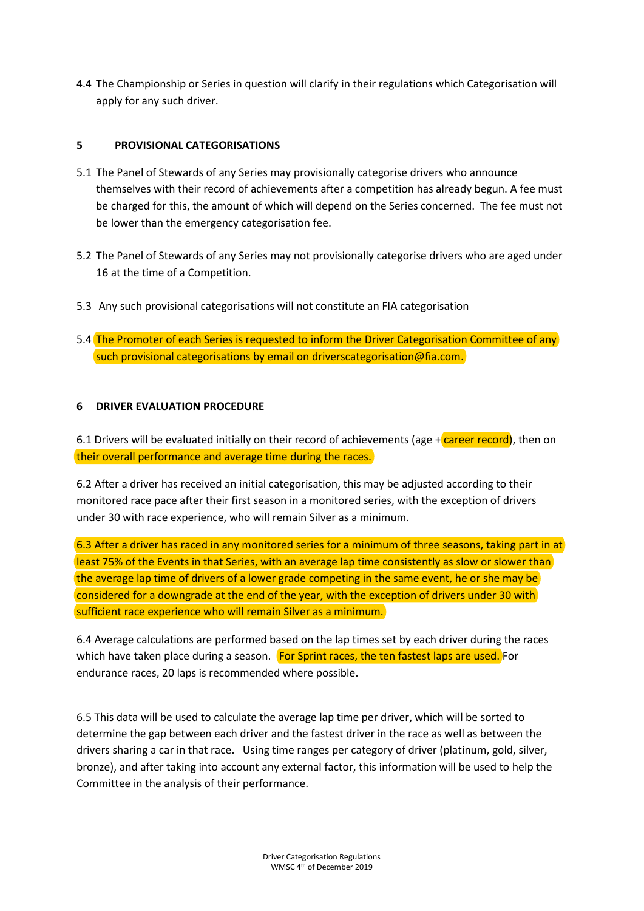4.4 The Championship or Series in question will clarify in their regulations which Categorisation will apply for any such driver.

## 5 PROVISIONAL CATEGORISATIONS

5.1 The Panel of Stewards of any Series may provisionally categorise drivers who announce themselves with their record of achievements after a competition has already begun. A fee must be charged for this, the amount of which will depend on the Series concerned. The fee must not be lower than the emergency categorisation fee.

5.2 The Panel of Stewards of any Series may not provisionally categorise drivers who are aged under 16 at the time of a Competition.

5.3 Any such provisional categorisations will not constitute an FIA categorisation

5.4 The Promoter of each Series is requested to inform the Driver Categorisation Committee of any such provisional categorisations by email on driverscategorisation@fia.com.

## 6 DRIVER EVALUATION PROCEDURE

6.1 Drivers will be evaluated initially on their record of achievements (age + career record), then on their overall performance and average time during the races.

6.2 After a driver has received an initial categorisation, this may be adjusted according to their monitored race pace after their first season in a monitored series, with the exception of drivers under 30 with race experience, who will remain Silver as a minimum.

6.3 After a driver has raced in any monitored series for a minimum of three seasons, taking part in at least 75% of the Events in that Series, with an average lap time consistently as slow or slower than the average lap time of drivers of a lower grade competing in the same event, he or she may be considered for a downgrade at the end of the year, with the exception of drivers under 30 with sufficient race experience who will remain Silver as a minimum.

6.4 Average calculations are performed based on the lap times set by each driver during the races which have taken place during a season. For Sprint races, the ten fastest laps are used. For endurance races, 20 laps is recommended where possible.

6.5 This data will be used to calculate the average lap time per driver, which will be sorted to determine the gap between each driver and the fastest driver in the race as well as between the drivers sharing a car in that race. Using time ranges per category of driver (platinum, gold, silver, bronze), and after taking into account any external factor, this information will be used to help the Committee in the analysis of their performance.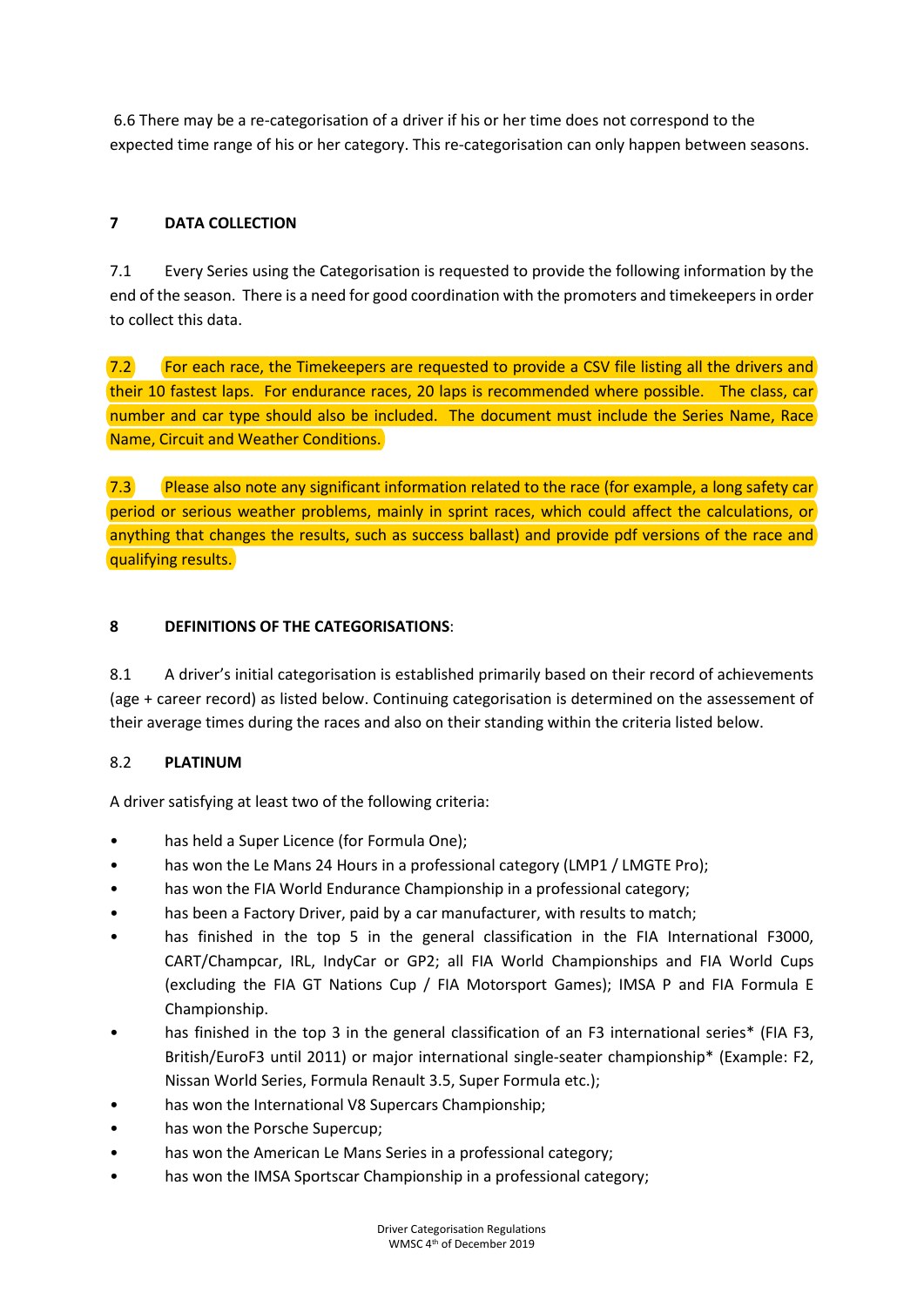6.6 There may be a re-categorisation of a driver if his or her time does not correspond to the expected time range of his or her category. This re-categorisation can only happen between seasons.

## 7 DATA COLLECTION

7.1 Every Series using the Categorisation is requested to provide the following information by the end of the season. There is a need for good coordination with the promoters and timekeepers in order to collect this data.

7.2 For each race, the Timekeepers are requested to provide a CSV file listing all the drivers and their 10 fastest laps. For endurance races, 20 laps is recommended where possible. The class, car number and car type should also be included. The document must include the Series Name, Race Name, Circuit and Weather Conditions.

7.3 Please also note any significant information related to the race (for example, a long safety car period or serious weather problems, mainly in sprint races, which could affect the calculations, or anything that changes the results, such as success ballast) and provide pdf versions of the race and qualifying results.

## 8 DEFINITIONS OF THE CATEGORISATIONS:

8.1 A driver's initial categorisation is established primarily based on their record of achievements (age + career record) as listed below. Continuing categorisation is determined on the assessement of their average times during the races and also on their standing within the criteria listed below.

### 8.2 PLATINUM

A driver satisfying at least two of the following criteria:

- has held a Super Licence (for Formula One);
- has won the Le Mans 24 Hours in a professional category (LMP1 / LMGTE Pro);
- has won the FIA World Endurance Championship in a professional category;
- has been a Factory Driver, paid by a car manufacturer, with results to match;
- has finished in the top 5 in the general classification in the FIA International F3000, CART/Champcar, IRL, IndyCar or GP2; all FIA World Championships and FIA World Cups (excluding the FIA GT Nations Cup / FIA Motorsport Games); IMSA P and FIA Formula E Championship.
- has finished in the top 3 in the general classification of an F3 international series* (FIA F3, British/EuroF3 until 2011) or major international single-seater championship* (Example: F2, Nissan World Series, Formula Renault 3.5, Super Formula etc.);
- has won the International V8 Supercars Championship;
- has won the Porsche Supercup;
- has won the American Le Mans Series in a professional category;
- has won the IMSA Sportscar Championship in a professional category;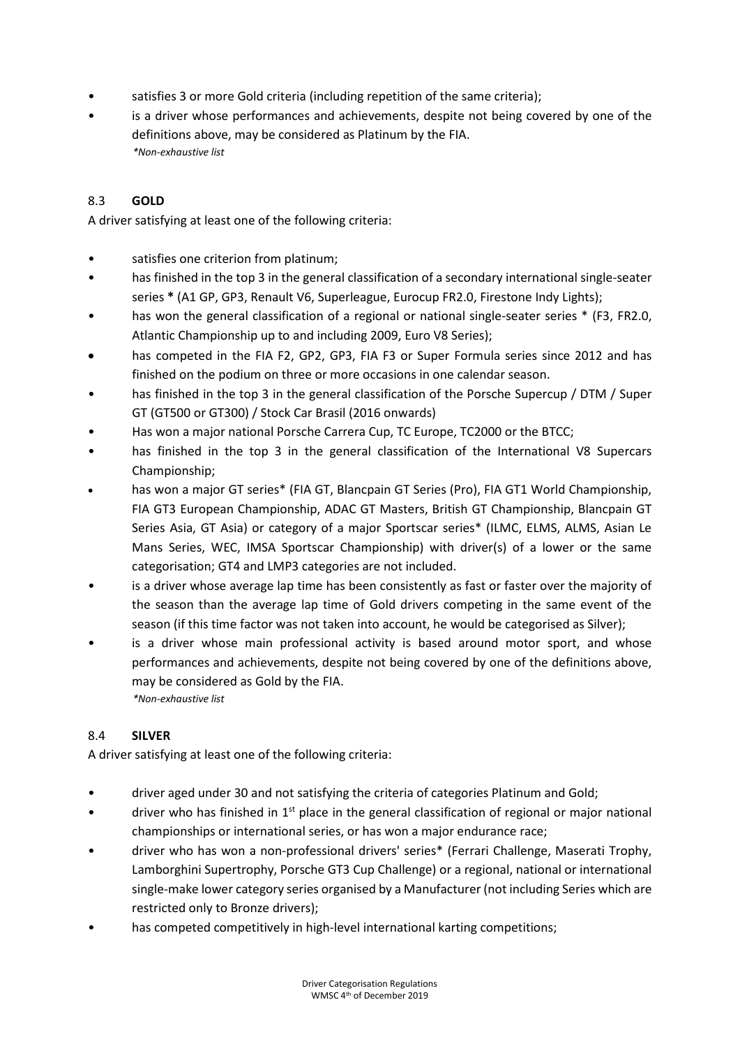- satisfies 3 or more Gold criteria (including repetition of the same criteria);
- is a driver whose performances and achievements, despite not being covered by one of the definitions above, may be considered as Platinum by the FIA.

*\*Non-exhaustive list*

## 8.3 **GOLD**

A driver satisfying at least one of the following criteria:

- satisfies one criterion from platinum;
- has finished in the top 3 in the general classification of a secondary international single-seater series **\*** (A1 GP, GP3, Renault V6, Superleague, Eurocup FR2.0, Firestone Indy Lights);
- has won the general classification of a regional or national single-seater series \* (F3, FR2.0, Atlantic Championship up to and including 2009, Euro V8 Series);
- has competed in the FIA F2, GP2, GP3, FIA F3 or Super Formula series since 2012 and has finished on the podium on three or more occasions in one calendar season.
- has finished in the top 3 in the general classification of the Porsche Supercup / DTM / Super GT (GT500 or GT300) / Stock Car Brasil (2016 onwards)
- Has won a major national Porsche Carrera Cup, TC Europe, TC2000 or the BTCC;
- has finished in the top 3 in the general classification of the International V8 Supercars Championship;
- has won a major GT series\* (FIA GT, Blancpain GT Series (Pro), FIA GT1 World Championship, FIA GT3 European Championship, ADAC GT Masters, British GT Championship, Blancpain GT Series Asia, GT Asia) or category of a major Sportscar series\* (ILMC, ELMS, ALMS, Asian Le Mans Series, WEC, IMSA Sportscar Championship) with driver(s) of a lower or the same categorisation; GT4 and LMP3 categories are not included.
- is a driver whose average lap time has been consistently as fast or faster over the majority of the season than the average lap time of Gold drivers competing in the same event of the season (if this time factor was not taken into account, he would be categorised as Silver);
- is a driver whose main professional activity is based around motor sport, and whose performances and achievements, despite not being covered by one of the definitions above, may be considered as Gold by the FIA.

*\*Non-exhaustive list*

## 8.4 **SILVER**

A driver satisfying at least one of the following criteria:

- driver aged under 30 and not satisfying the criteria of categories Platinum and Gold;
- driver who has finished in 1st place in the general classification of regional or major national championships or international series, or has won a major endurance race;
- driver who has won a non-professional drivers' series\* (Ferrari Challenge, Maserati Trophy, Lamborghini Supertrophy, Porsche GT3 Cup Challenge) or a regional, national or international single-make lower category series organised by a Manufacturer (not including Series which are restricted only to Bronze drivers);
- has competed competitively in high-level international karting competitions;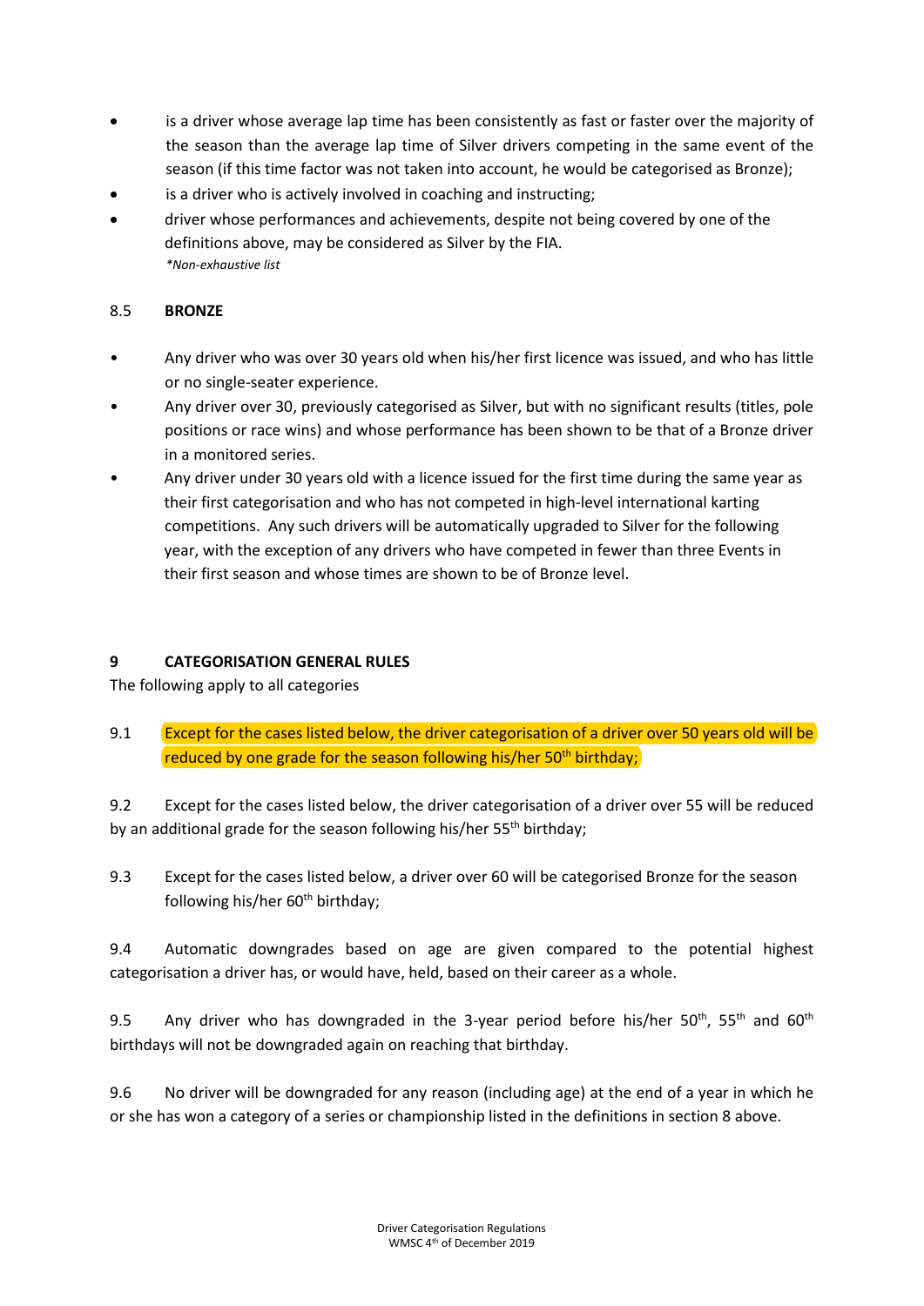- is a driver whose average lap time has been consistently as fast or faster over the majority of the season than the average lap time of Silver drivers competing in the same event of the season (if this time factor was not taken into account, he would be categorised as Bronze);
- is a driver who is actively involved in coaching and instructing;
- driver whose performances and achievements, despite not being covered by one of the definitions above, may be considered as Silver by the FIA.

  *\*Non-exhaustive list*

### 8.5 BRONZE

- Any driver who was over 30 years old when his/her first licence was issued, and who has little or no single-seater experience.
- Any driver over 30, previously categorised as Silver, but with no significant results (titles, pole positions or race wins) and whose performance has been shown to be that of a Bronze driver in a monitored series.
- Any driver under 30 years old with a licence issued for the first time during the same year as their first categorisation and who has not competed in high-level international karting competitions. Any such drivers will be automatically upgraded to Silver for the following year, with the exception of any drivers who have competed in fewer than three Events in their first season and whose times are shown to be of Bronze level.

## 9 CATEGORISATION GENERAL RULES

The following apply to all categories

9.1 Except for the cases listed below, the driver categorisation of a driver over 50 years old will be reduced by one grade for the season following his/her 50th birthday;

9.2 Except for the cases listed below, the driver categorisation of a driver over 55 will be reduced by an additional grade for the season following his/her 55th birthday;

9.3 Except for the cases listed below, a driver over 60 will be categorised Bronze for the season following his/her 60th birthday;

9.4 Automatic downgrades based on age are given compared to the potential highest categorisation a driver has, or would have, held, based on their career as a whole.

9.5 Any driver who has downgraded in the 3-year period before his/her 50th, 55th and 60th birthdays will not be downgraded again on reaching that birthday.

9.6 No driver will be downgraded for any reason (including age) at the end of a year in which he or she has won a category of a series or championship listed in the definitions in section 8 above.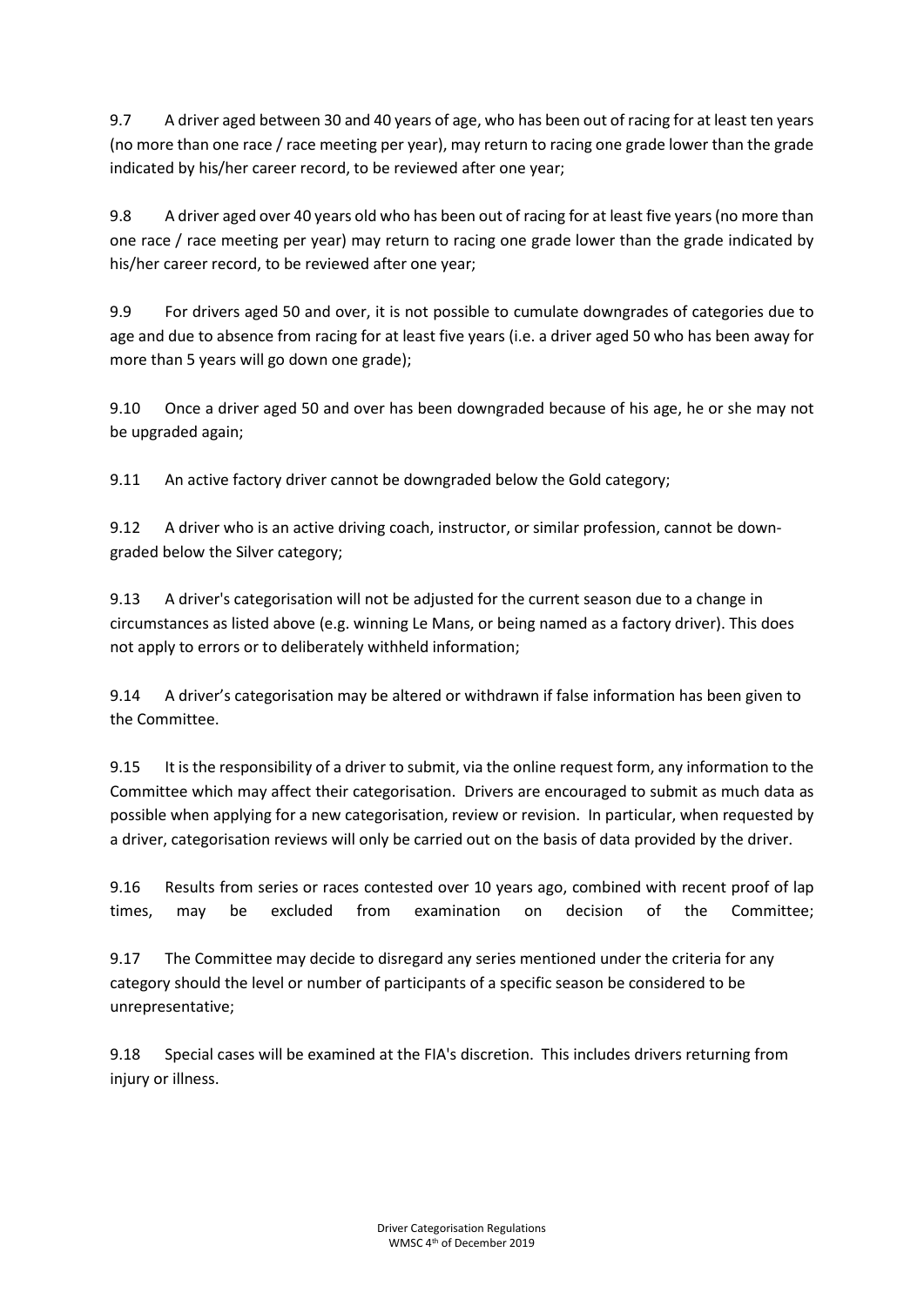9.7 A driver aged between 30 and 40 years of age, who has been out of racing for at least ten years (no more than one race / race meeting per year), may return to racing one grade lower than the grade indicated by his/her career record, to be reviewed after one year;

9.8 A driver aged over 40 years old who has been out of racing for at least five years (no more than one race / race meeting per year) may return to racing one grade lower than the grade indicated by his/her career record, to be reviewed after one year;

9.9 For drivers aged 50 and over, it is not possible to cumulate downgrades of categories due to age and due to absence from racing for at least five years (i.e. a driver aged 50 who has been away for more than 5 years will go down one grade);

9.10 Once a driver aged 50 and over has been downgraded because of his age, he or she may not be upgraded again;

9.11 An active factory driver cannot be downgraded below the Gold category;

9.12 A driver who is an active driving coach, instructor, or similar profession, cannot be down-graded below the Silver category;

9.13 A driver's categorisation will not be adjusted for the current season due to a change in circumstances as listed above (e.g. winning Le Mans, or being named as a factory driver). This does not apply to errors or to deliberately withheld information;

9.14 A driver's categorisation may be altered or withdrawn if false information has been given to the Committee.

9.15 It is the responsibility of a driver to submit, via the online request form, any information to the Committee which may affect their categorisation. Drivers are encouraged to submit as much data as possible when applying for a new categorisation, review or revision. In particular, when requested by a driver, categorisation reviews will only be carried out on the basis of data provided by the driver.

9.16 Results from series or races contested over 10 years ago, combined with recent proof of lap times, may be excluded from examination on decision of the Committee;

9.17 The Committee may decide to disregard any series mentioned under the criteria for any category should the level or number of participants of a specific season be considered to be unrepresentative;

9.18 Special cases will be examined at the FIA's discretion. This includes drivers returning from injury or illness.